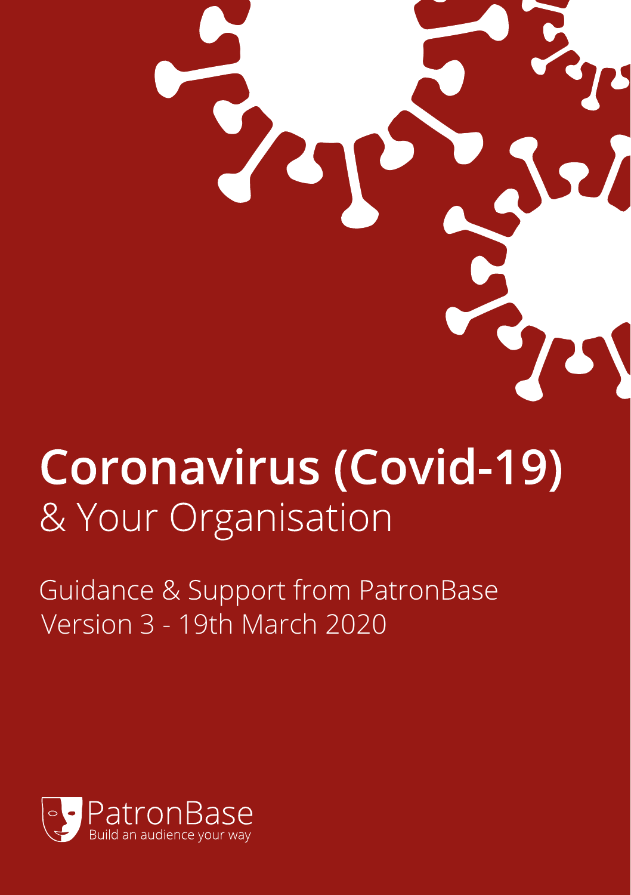# Coronavirus (Covid-19)
## & Your Organisation

Guidance & Support from PatronBase
Version 3 - 19th March 2020

PatronBase
Build an audience your way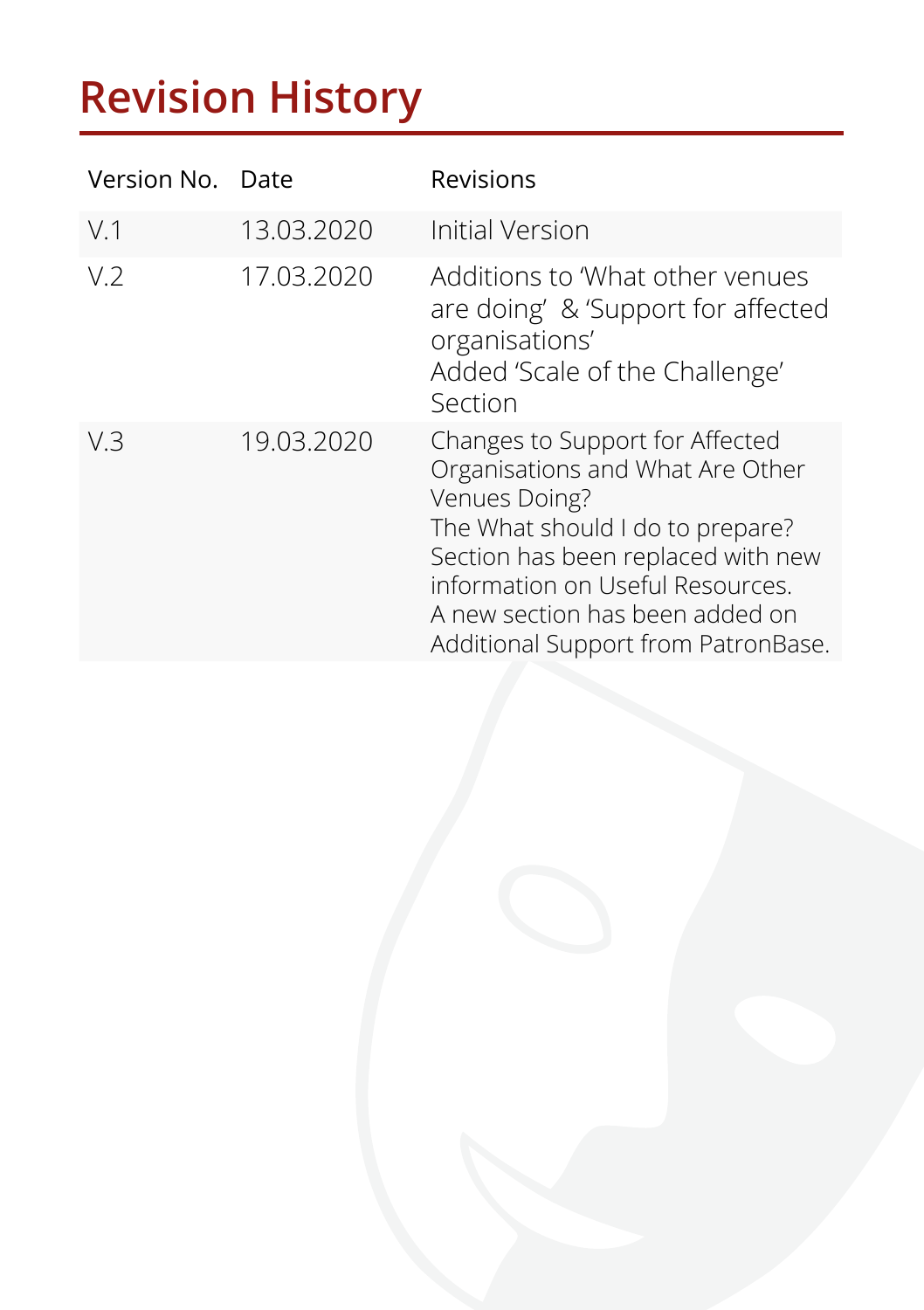# Revision History

| Version No. | Date | Revisions |
| --- | --- | --- |
| V.1 | 13.03.2020 | Initial Version |
| V.2 | 17.03.2020 | Additions to 'What other venues are doing' & 'Support for affected organisations'<br>Added 'Scale of the Challenge' Section |
| V.3 | 19.03.2020 | Changes to Support for Affected Organisations and What Are Other Venues Doing?<br>The What should I do to prepare? Section has been replaced with new information on Useful Resources.<br>A new section has been added on Additional Support from PatronBase. |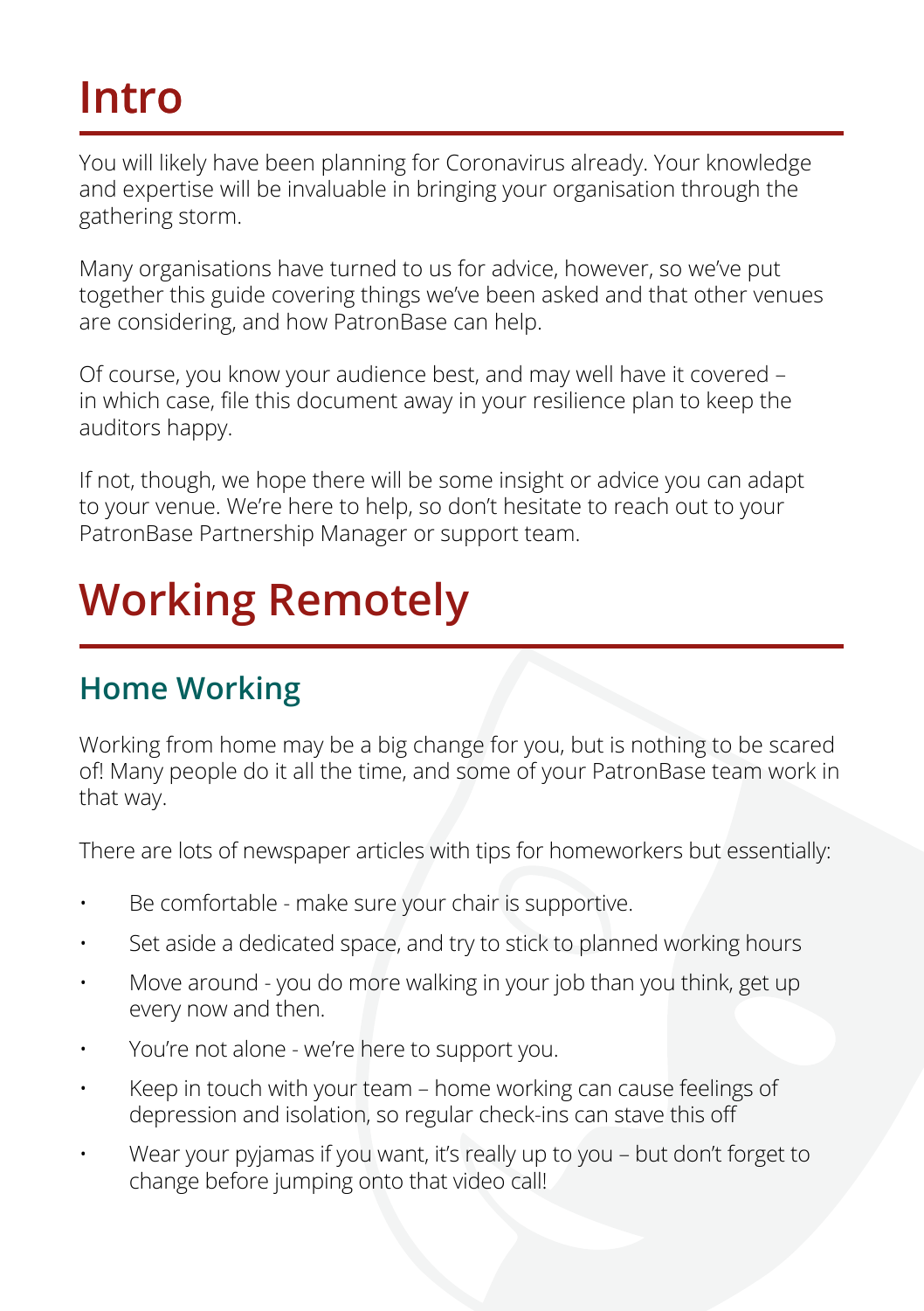# Intro

You will likely have been planning for Coronavirus already. Your knowledge and expertise will be invaluable in bringing your organisation through the gathering storm.

Many organisations have turned to us for advice, however, so we've put together this guide covering things we've been asked and that other venues are considering, and how PatronBase can help.

Of course, you know your audience best, and may well have it covered – in which case, file this document away in your resilience plan to keep the auditors happy.

If not, though, we hope there will be some insight or advice you can adapt to your venue. We're here to help, so don't hesitate to reach out to your PatronBase Partnership Manager or support team.

# Working Remotely

## Home Working

Working from home may be a big change for you, but is nothing to be scared of! Many people do it all the time, and some of your PatronBase team work in that way.

There are lots of newspaper articles with tips for homeworkers but essentially:

- Be comfortable - make sure your chair is supportive.
- Set aside a dedicated space, and try to stick to planned working hours
- Move around - you do more walking in your job than you think, get up every now and then.
- You're not alone - we're here to support you.
- Keep in touch with your team – home working can cause feelings of depression and isolation, so regular check-ins can stave this off
- Wear your pyjamas if you want, it's really up to you – but don't forget to change before jumping onto that video call!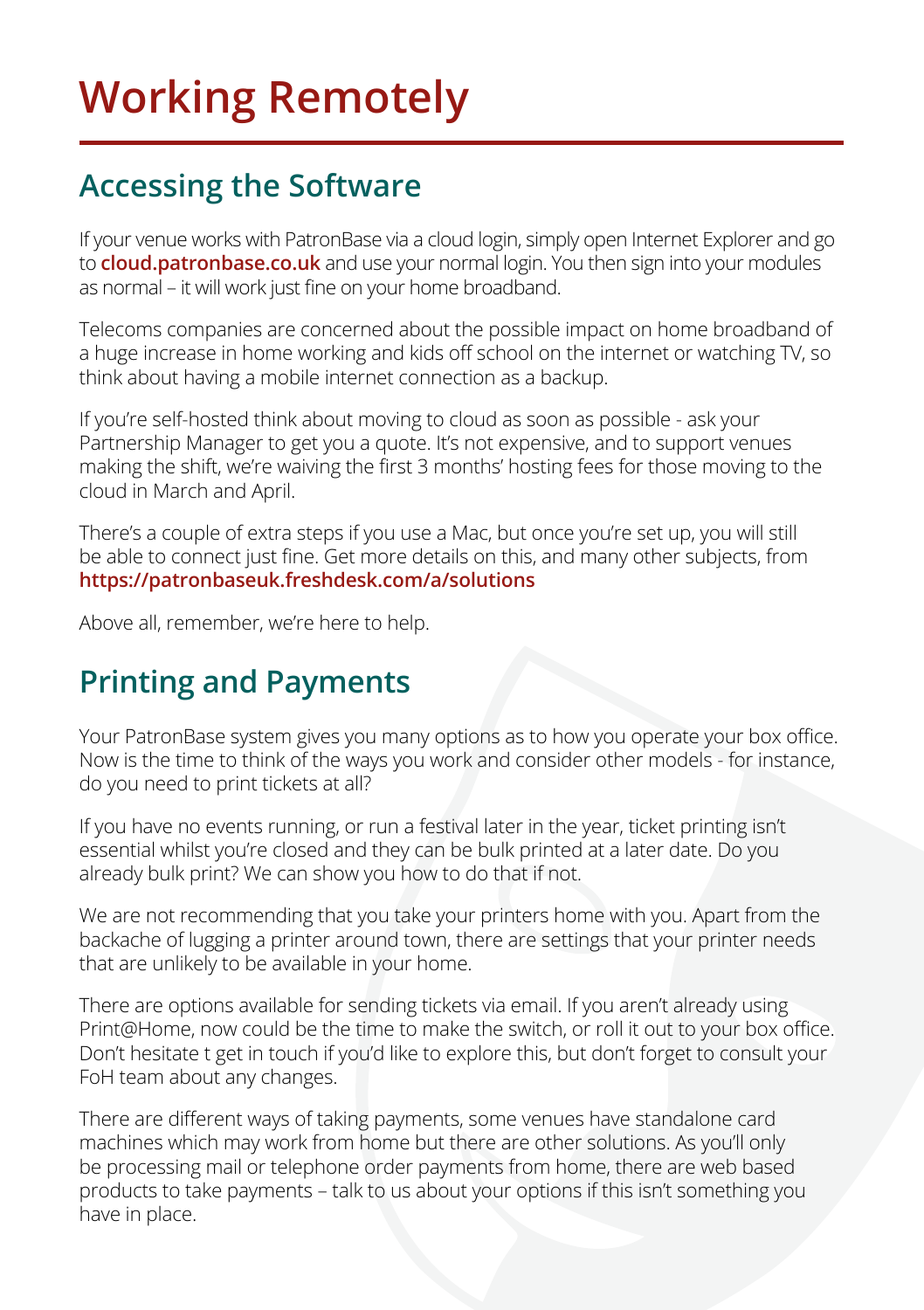# Working Remotely

## Accessing the Software

If your venue works with PatronBase via a cloud login, simply open Internet Explorer and go to **cloud.patronbase.co.uk** and use your normal login. You then sign into your modules as normal – it will work just fine on your home broadband.

Telecoms companies are concerned about the possible impact on home broadband of a huge increase in home working and kids off school on the internet or watching TV, so think about having a mobile internet connection as a backup.

If you're self-hosted think about moving to cloud as soon as possible - ask your Partnership Manager to get you a quote. It's not expensive, and to support venues making the shift, we're waiving the first 3 months' hosting fees for those moving to the cloud in March and April.

There's a couple of extra steps if you use a Mac, but once you're set up, you will still be able to connect just fine. Get more details on this, and many other subjects, from **https://patronbaseuk.freshdesk.com/a/solutions**

Above all, remember, we're here to help.

## Printing and Payments

Your PatronBase system gives you many options as to how you operate your box office. Now is the time to think of the ways you work and consider other models - for instance, do you need to print tickets at all?

If you have no events running, or run a festival later in the year, ticket printing isn't essential whilst you're closed and they can be bulk printed at a later date. Do you already bulk print? We can show you how to do that if not.

We are not recommending that you take your printers home with you. Apart from the backache of lugging a printer around town, there are settings that your printer needs that are unlikely to be available in your home.

There are options available for sending tickets via email. If you aren't already using Print@Home, now could be the time to make the switch, or roll it out to your box office. Don't hesitate t get in touch if you'd like to explore this, but don't forget to consult your FoH team about any changes.

There are different ways of taking payments, some venues have standalone card machines which may work from home but there are other solutions. As you'll only be processing mail or telephone order payments from home, there are web based products to take payments – talk to us about your options if this isn't something you have in place.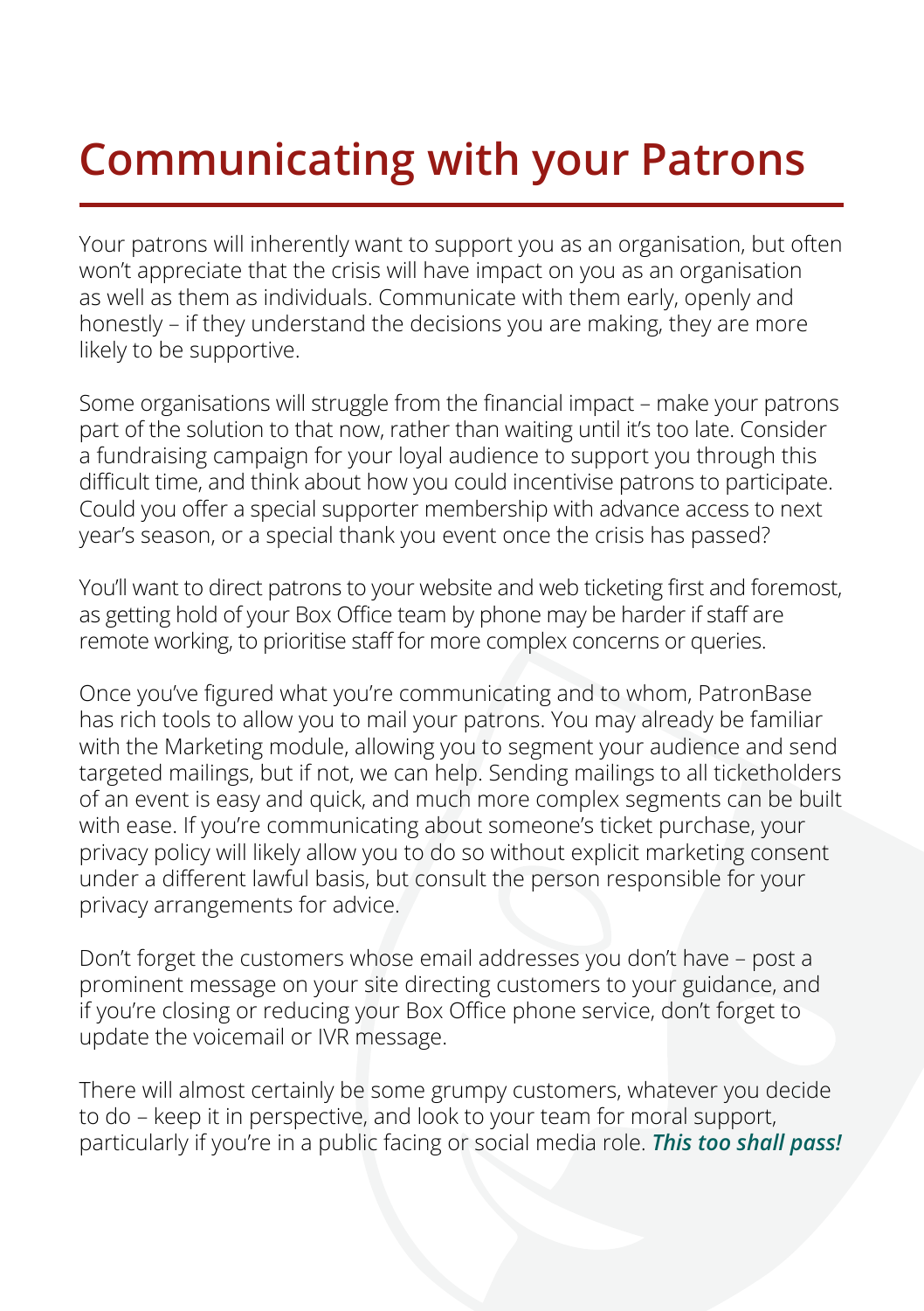# Communicating with your Patrons

Your patrons will inherently want to support you as an organisation, but often won't appreciate that the crisis will have impact on you as an organisation as well as them as individuals. Communicate with them early, openly and honestly – if they understand the decisions you are making, they are more likely to be supportive.

Some organisations will struggle from the financial impact – make your patrons part of the solution to that now, rather than waiting until it's too late. Consider a fundraising campaign for your loyal audience to support you through this difficult time, and think about how you could incentivise patrons to participate. Could you offer a special supporter membership with advance access to next year's season, or a special thank you event once the crisis has passed?

You'll want to direct patrons to your website and web ticketing first and foremost, as getting hold of your Box Office team by phone may be harder if staff are remote working, to prioritise staff for more complex concerns or queries.

Once you've figured what you're communicating and to whom, PatronBase has rich tools to allow you to mail your patrons. You may already be familiar with the Marketing module, allowing you to segment your audience and send targeted mailings, but if not, we can help. Sending mailings to all ticketholders of an event is easy and quick, and much more complex segments can be built with ease. If you're communicating about someone's ticket purchase, your privacy policy will likely allow you to do so without explicit marketing consent under a different lawful basis, but consult the person responsible for your privacy arrangements for advice.

Don't forget the customers whose email addresses you don't have – post a prominent message on your site directing customers to your guidance, and if you're closing or reducing your Box Office phone service, don't forget to update the voicemail or IVR message.

There will almost certainly be some grumpy customers, whatever you decide to do – keep it in perspective, and look to your team for moral support, particularly if you're in a public facing or social media role. ***This too shall pass!***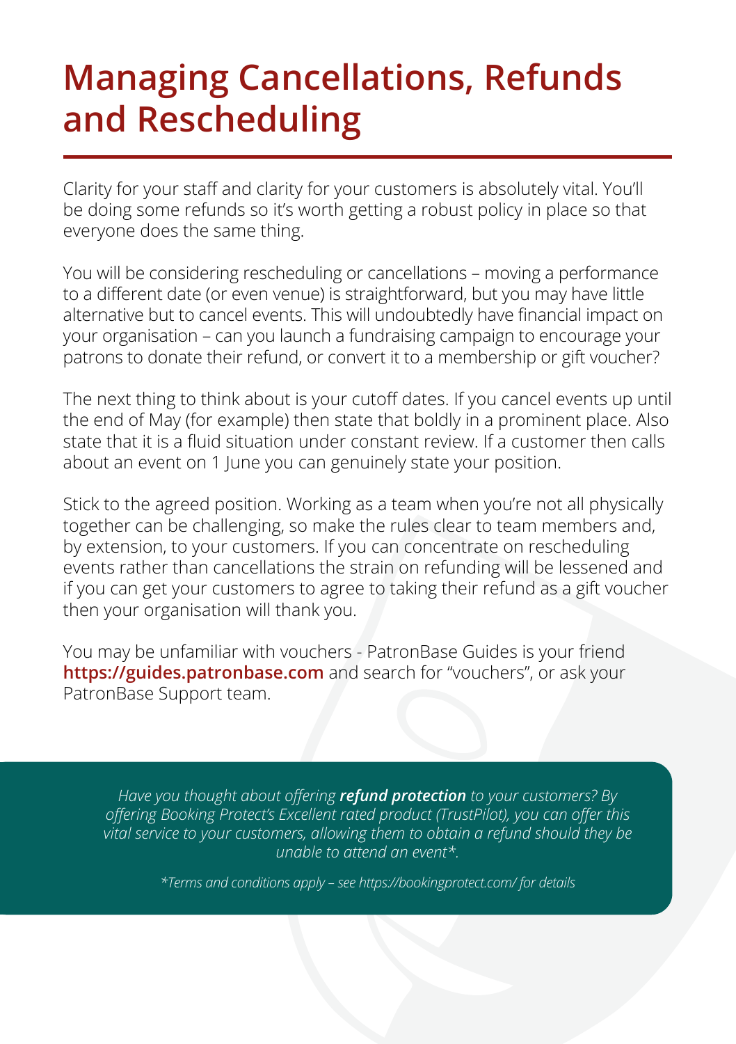# Managing Cancellations, Refunds and Rescheduling

Clarity for your staff and clarity for your customers is absolutely vital. You'll be doing some refunds so it's worth getting a robust policy in place so that everyone does the same thing.

You will be considering rescheduling or cancellations – moving a performance to a different date (or even venue) is straightforward, but you may have little alternative but to cancel events. This will undoubtedly have financial impact on your organisation – can you launch a fundraising campaign to encourage your patrons to donate their refund, or convert it to a membership or gift voucher?

The next thing to think about is your cutoff dates. If you cancel events up until the end of May (for example) then state that boldly in a prominent place. Also state that it is a fluid situation under constant review. If a customer then calls about an event on 1 June you can genuinely state your position.

Stick to the agreed position. Working as a team when you're not all physically together can be challenging, so make the rules clear to team members and, by extension, to your customers. If you can concentrate on rescheduling events rather than cancellations the strain on refunding will be lessened and if you can get your customers to agree to taking their refund as a gift voucher then your organisation will thank you.

You may be unfamiliar with vouchers - PatronBase Guides is your friend **https://guides.patronbase.com** and search for "vouchers", or ask your PatronBase Support team.

*Have you thought about offering **refund protection** to your customers? By offering Booking Protect's Excellent rated product (TrustPilot), you can offer this vital service to your customers, allowing them to obtain a refund should they be unable to attend an event*.*

*\*Terms and conditions apply – see https://bookingprotect.com/ for details*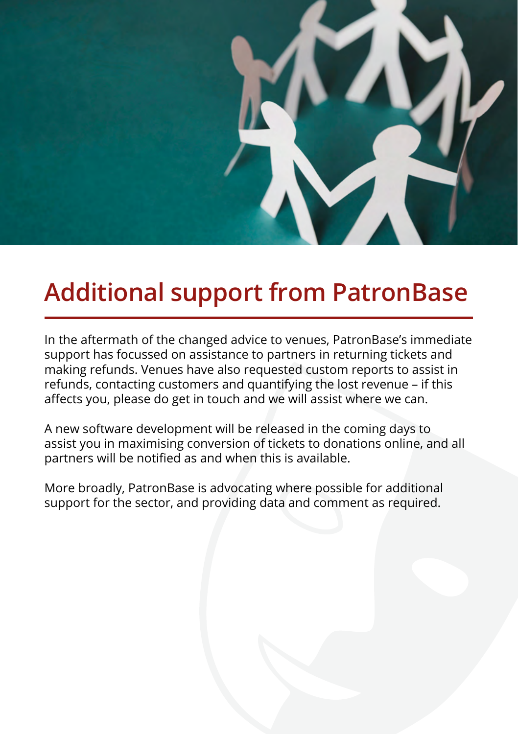# Additional support from PatronBase

In the aftermath of the changed advice to venues, PatronBase's immediate support has focussed on assistance to partners in returning tickets and making refunds. Venues have also requested custom reports to assist in refunds, contacting customers and quantifying the lost revenue – if this affects you, please do get in touch and we will assist where we can.

A new software development will be released in the coming days to assist you in maximising conversion of tickets to donations online, and all partners will be notified as and when this is available.

More broadly, PatronBase is advocating where possible for additional support for the sector, and providing data and comment as required.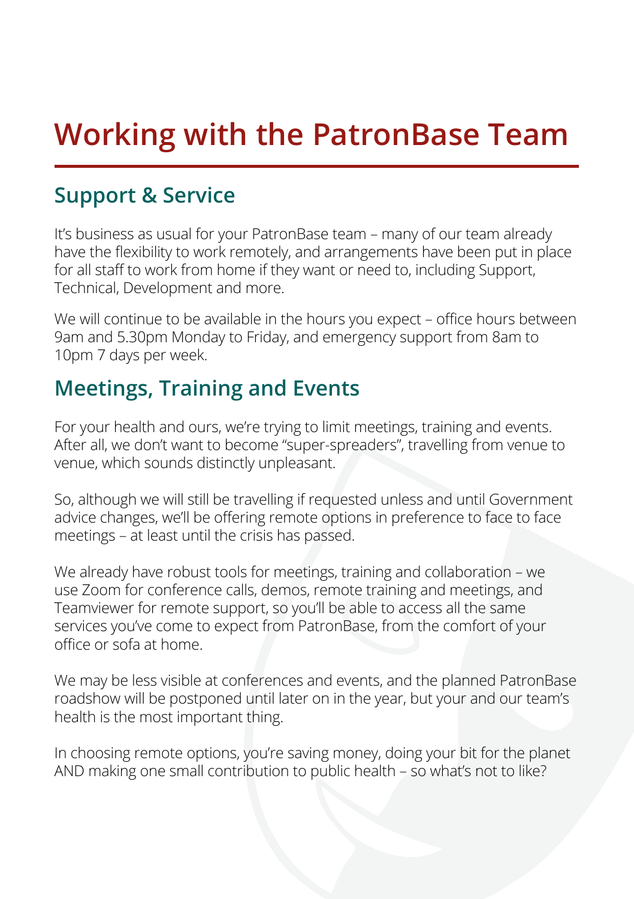# Working with the PatronBase Team

## Support & Service

It's business as usual for your PatronBase team – many of our team already have the flexibility to work remotely, and arrangements have been put in place for all staff to work from home if they want or need to, including Support, Technical, Development and more.

We will continue to be available in the hours you expect – office hours between 9am and 5.30pm Monday to Friday, and emergency support from 8am to 10pm 7 days per week.

## Meetings, Training and Events

For your health and ours, we're trying to limit meetings, training and events. After all, we don't want to become "super-spreaders", travelling from venue to venue, which sounds distinctly unpleasant.

So, although we will still be travelling if requested unless and until Government advice changes, we'll be offering remote options in preference to face to face meetings – at least until the crisis has passed.

We already have robust tools for meetings, training and collaboration – we use Zoom for conference calls, demos, remote training and meetings, and Teamviewer for remote support, so you'll be able to access all the same services you've come to expect from PatronBase, from the comfort of your office or sofa at home.

We may be less visible at conferences and events, and the planned PatronBase roadshow will be postponed until later on in the year, but your and our team's health is the most important thing.

In choosing remote options, you're saving money, doing your bit for the planet AND making one small contribution to public health – so what's not to like?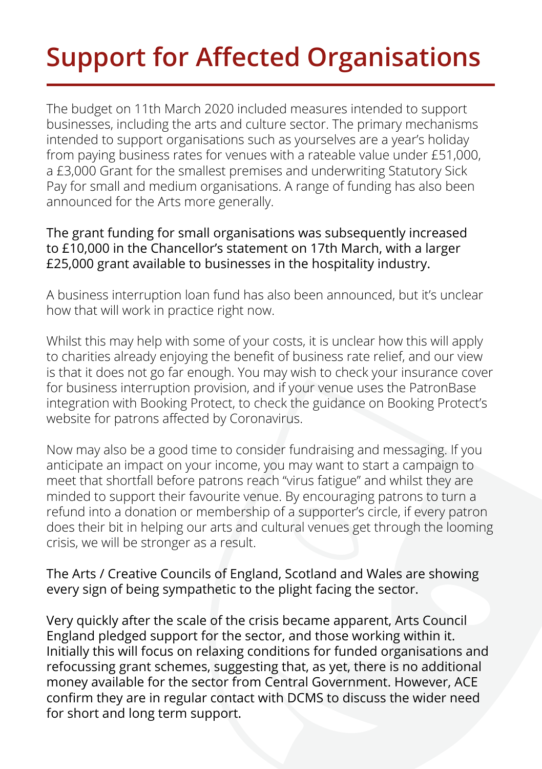# Support for Affected Organisations

The budget on 11th March 2020 included measures intended to support businesses, including the arts and culture sector. The primary mechanisms intended to support organisations such as yourselves are a year's holiday from paying business rates for venues with a rateable value under £51,000, a £3,000 Grant for the smallest premises and underwriting Statutory Sick Pay for small and medium organisations. A range of funding has also been announced for the Arts more generally.

The grant funding for small organisations was subsequently increased to £10,000 in the Chancellor's statement on 17th March, with a larger £25,000 grant available to businesses in the hospitality industry.

A business interruption loan fund has also been announced, but it's unclear how that will work in practice right now.

Whilst this may help with some of your costs, it is unclear how this will apply to charities already enjoying the benefit of business rate relief, and our view is that it does not go far enough. You may wish to check your insurance cover for business interruption provision, and if your venue uses the PatronBase integration with Booking Protect, to check the guidance on Booking Protect's website for patrons affected by Coronavirus.

Now may also be a good time to consider fundraising and messaging. If you anticipate an impact on your income, you may want to start a campaign to meet that shortfall before patrons reach "virus fatigue" and whilst they are minded to support their favourite venue. By encouraging patrons to turn a refund into a donation or membership of a supporter's circle, if every patron does their bit in helping our arts and cultural venues get through the looming crisis, we will be stronger as a result.

The Arts / Creative Councils of England, Scotland and Wales are showing every sign of being sympathetic to the plight facing the sector.

Very quickly after the scale of the crisis became apparent, Arts Council England pledged support for the sector, and those working within it. Initially this will focus on relaxing conditions for funded organisations and refocussing grant schemes, suggesting that, as yet, there is no additional money available for the sector from Central Government. However, ACE confirm they are in regular contact with DCMS to discuss the wider need for short and long term support.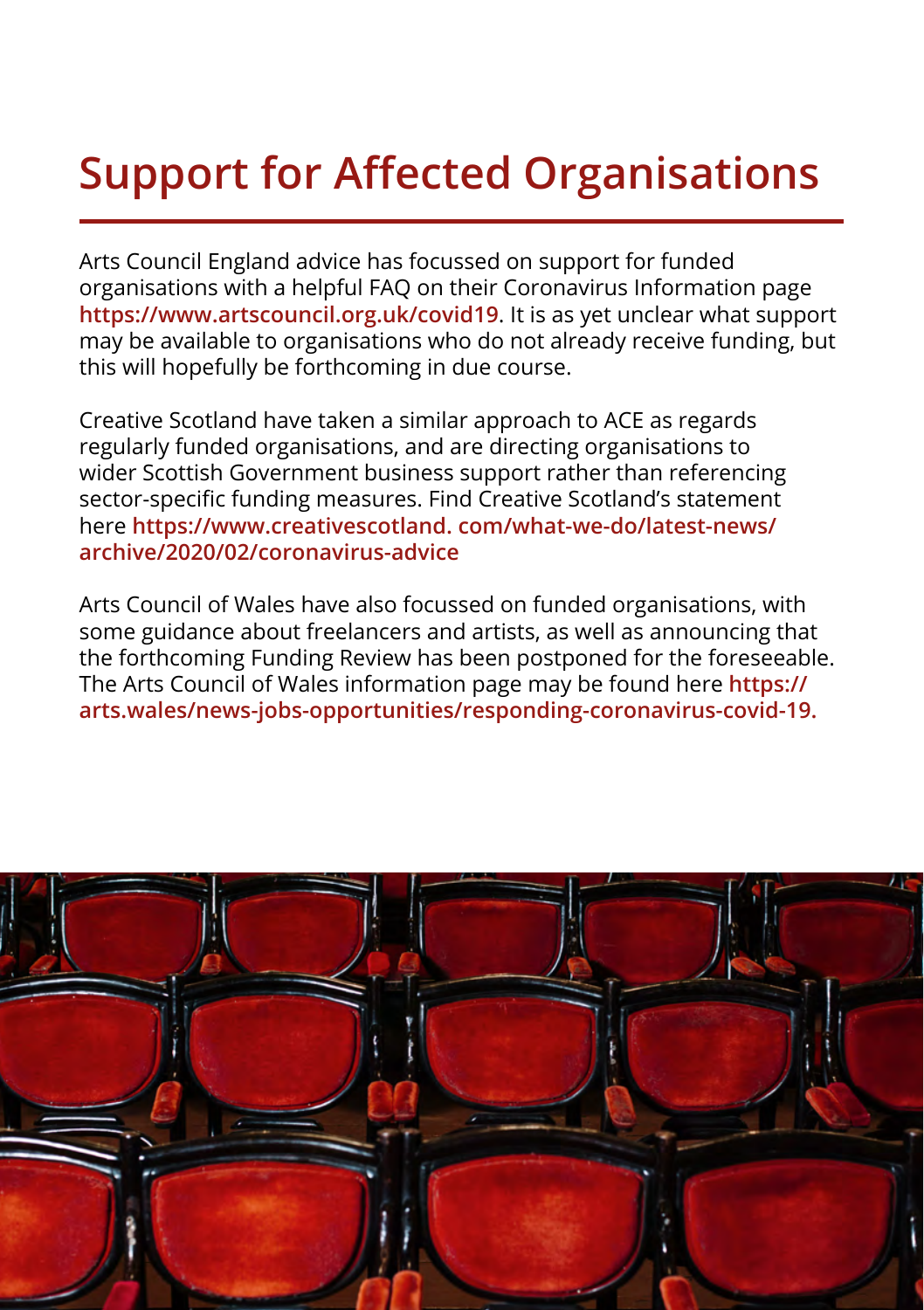# Support for Affected Organisations

Arts Council England advice has focussed on support for funded organisations with a helpful FAQ on their Coronavirus Information page **https://www.artscouncil.org.uk/covid19**. It is as yet unclear what support may be available to organisations who do not already receive funding, but this will hopefully be forthcoming in due course.

Creative Scotland have taken a similar approach to ACE as regards regularly funded organisations, and are directing organisations to wider Scottish Government business support rather than referencing sector-specific funding measures. Find Creative Scotland's statement here **https://www.creativescotland. com/what-we-do/latest-news/archive/2020/02/coronavirus-advice**

Arts Council of Wales have also focussed on funded organisations, with some guidance about freelancers and artists, as well as announcing that the forthcoming Funding Review has been postponed for the foreseeable. The Arts Council of Wales information page may be found here **https://arts.wales/news-jobs-opportunities/responding-coronavirus-covid-19.**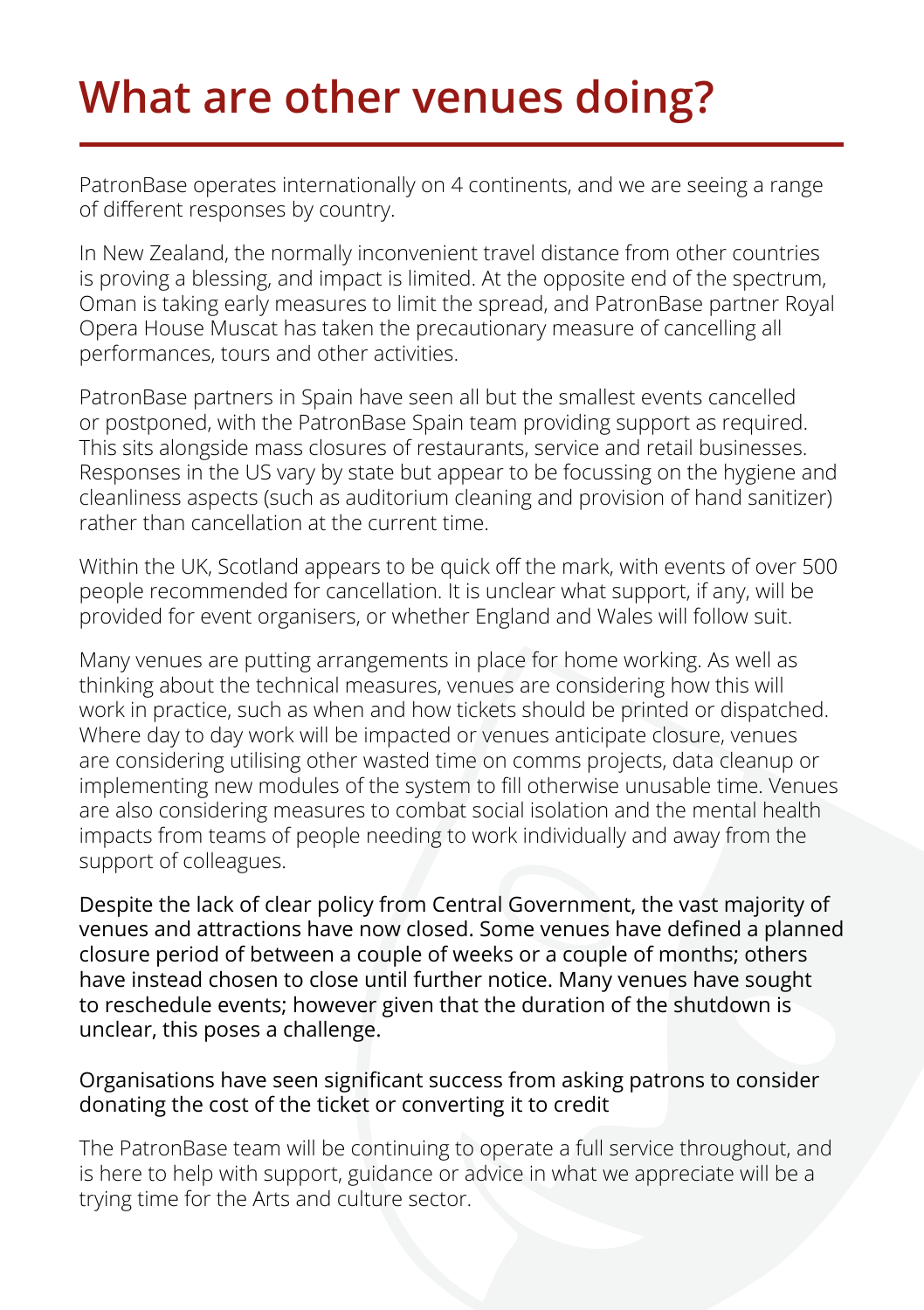# What are other venues doing?

PatronBase operates internationally on 4 continents, and we are seeing a range of different responses by country.

In New Zealand, the normally inconvenient travel distance from other countries is proving a blessing, and impact is limited. At the opposite end of the spectrum, Oman is taking early measures to limit the spread, and PatronBase partner Royal Opera House Muscat has taken the precautionary measure of cancelling all performances, tours and other activities.

PatronBase partners in Spain have seen all but the smallest events cancelled or postponed, with the PatronBase Spain team providing support as required. This sits alongside mass closures of restaurants, service and retail businesses. Responses in the US vary by state but appear to be focussing on the hygiene and cleanliness aspects (such as auditorium cleaning and provision of hand sanitizer) rather than cancellation at the current time.

Within the UK, Scotland appears to be quick off the mark, with events of over 500 people recommended for cancellation. It is unclear what support, if any, will be provided for event organisers, or whether England and Wales will follow suit.

Many venues are putting arrangements in place for home working. As well as thinking about the technical measures, venues are considering how this will work in practice, such as when and how tickets should be printed or dispatched. Where day to day work will be impacted or venues anticipate closure, venues are considering utilising other wasted time on comms projects, data cleanup or implementing new modules of the system to fill otherwise unusable time. Venues are also considering measures to combat social isolation and the mental health impacts from teams of people needing to work individually and away from the support of colleagues.

Despite the lack of clear policy from Central Government, the vast majority of venues and attractions have now closed. Some venues have defined a planned closure period of between a couple of weeks or a couple of months; others have instead chosen to close until further notice. Many venues have sought to reschedule events; however given that the duration of the shutdown is unclear, this poses a challenge.

Organisations have seen significant success from asking patrons to consider donating the cost of the ticket or converting it to credit

The PatronBase team will be continuing to operate a full service throughout, and is here to help with support, guidance or advice in what we appreciate will be a trying time for the Arts and culture sector.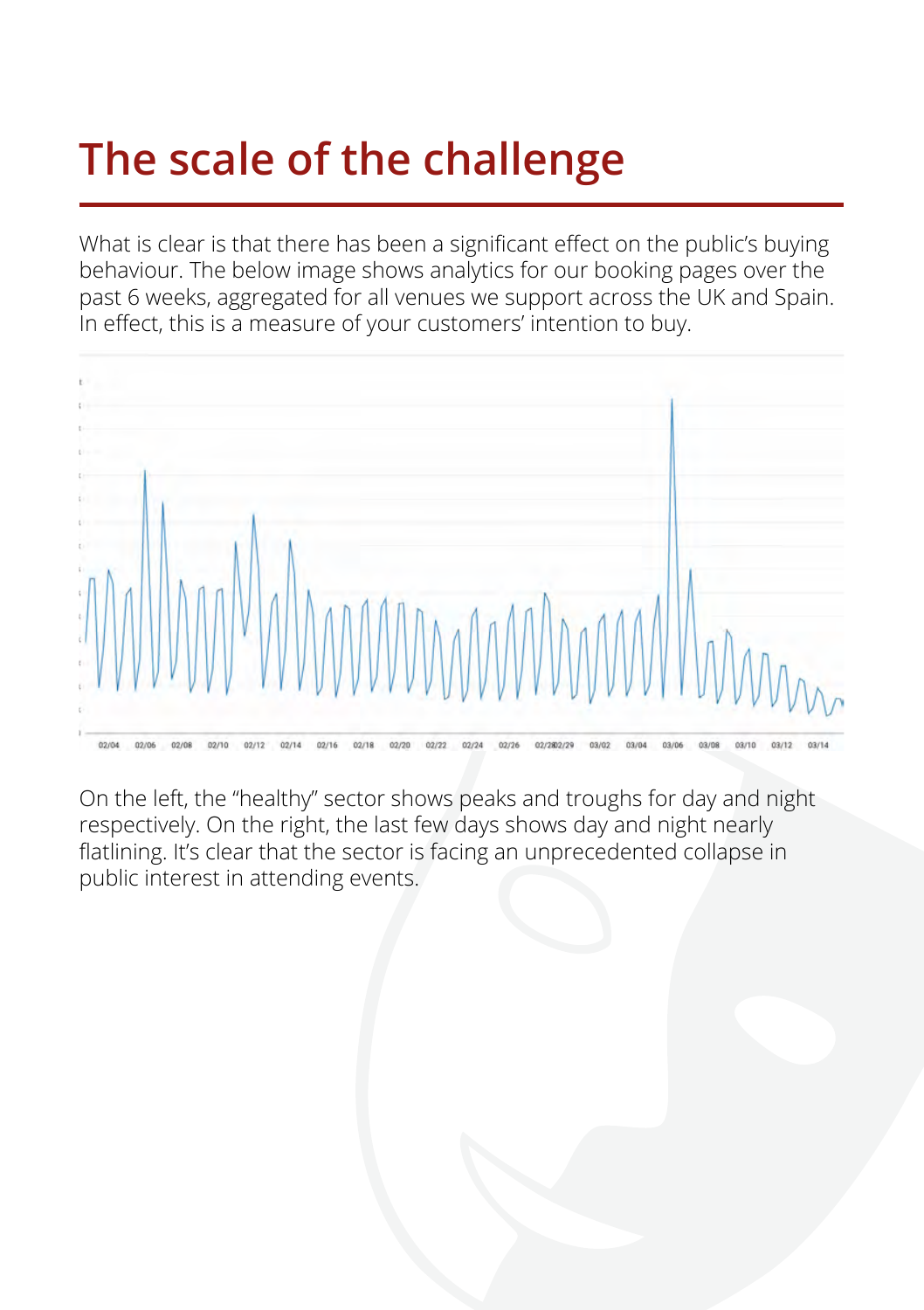# The scale of the challenge

What is clear is that there has been a significant effect on the public's buying behaviour. The below image shows analytics for our booking pages over the past 6 weeks, aggregated for all venues we support across the UK and Spain. In effect, this is a measure of your customers' intention to buy.

On the left, the "healthy" sector shows peaks and troughs for day and night respectively. On the right, the last few days shows day and night nearly flatlining. It's clear that the sector is facing an unprecedented collapse in public interest in attending events.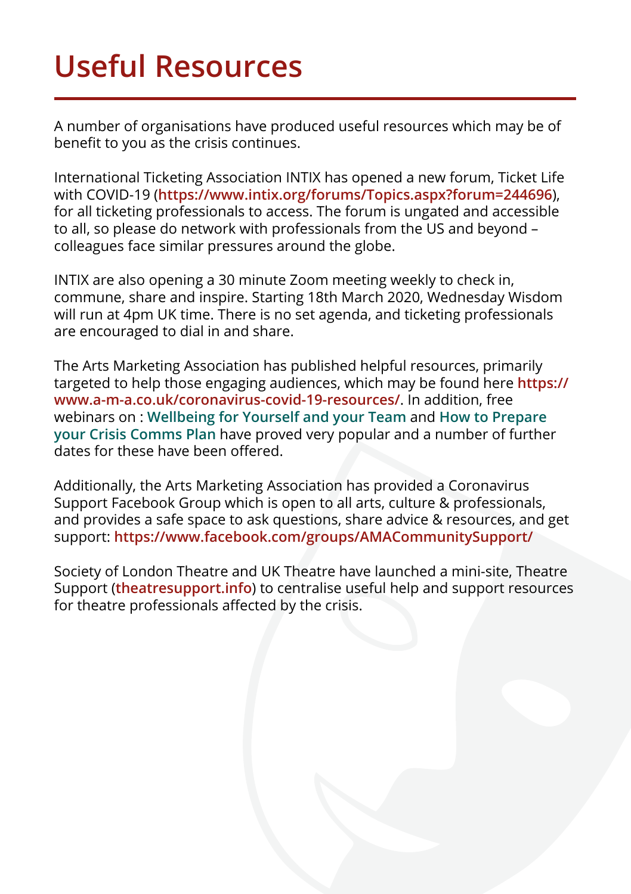# Useful Resources

A number of organisations have produced useful resources which may be of benefit to you as the crisis continues.

International Ticketing Association INTIX has opened a new forum, Ticket Life with COVID-19 (**https://www.intix.org/forums/Topics.aspx?forum=244696**), for all ticketing professionals to access. The forum is ungated and accessible to all, so please do network with professionals from the US and beyond – colleagues face similar pressures around the globe.

INTIX are also opening a 30 minute Zoom meeting weekly to check in, commune, share and inspire. Starting 18th March 2020, Wednesday Wisdom will run at 4pm UK time. There is no set agenda, and ticketing professionals are encouraged to dial in and share.

The Arts Marketing Association has published helpful resources, primarily targeted to help those engaging audiences, which may be found here **https://www.a-m-a.co.uk/coronavirus-covid-19-resources/**. In addition, free webinars on : **Wellbeing for Yourself and your Team** and **How to Prepare your Crisis Comms Plan** have proved very popular and a number of further dates for these have been offered.

Additionally, the Arts Marketing Association has provided a Coronavirus Support Facebook Group which is open to all arts, culture & professionals, and provides a safe space to ask questions, share advice & resources, and get support: **https://www.facebook.com/groups/AMACommunitySupport/**

Society of London Theatre and UK Theatre have launched a mini-site, Theatre Support (**theatresupport.info**) to centralise useful help and support resources for theatre professionals affected by the crisis.